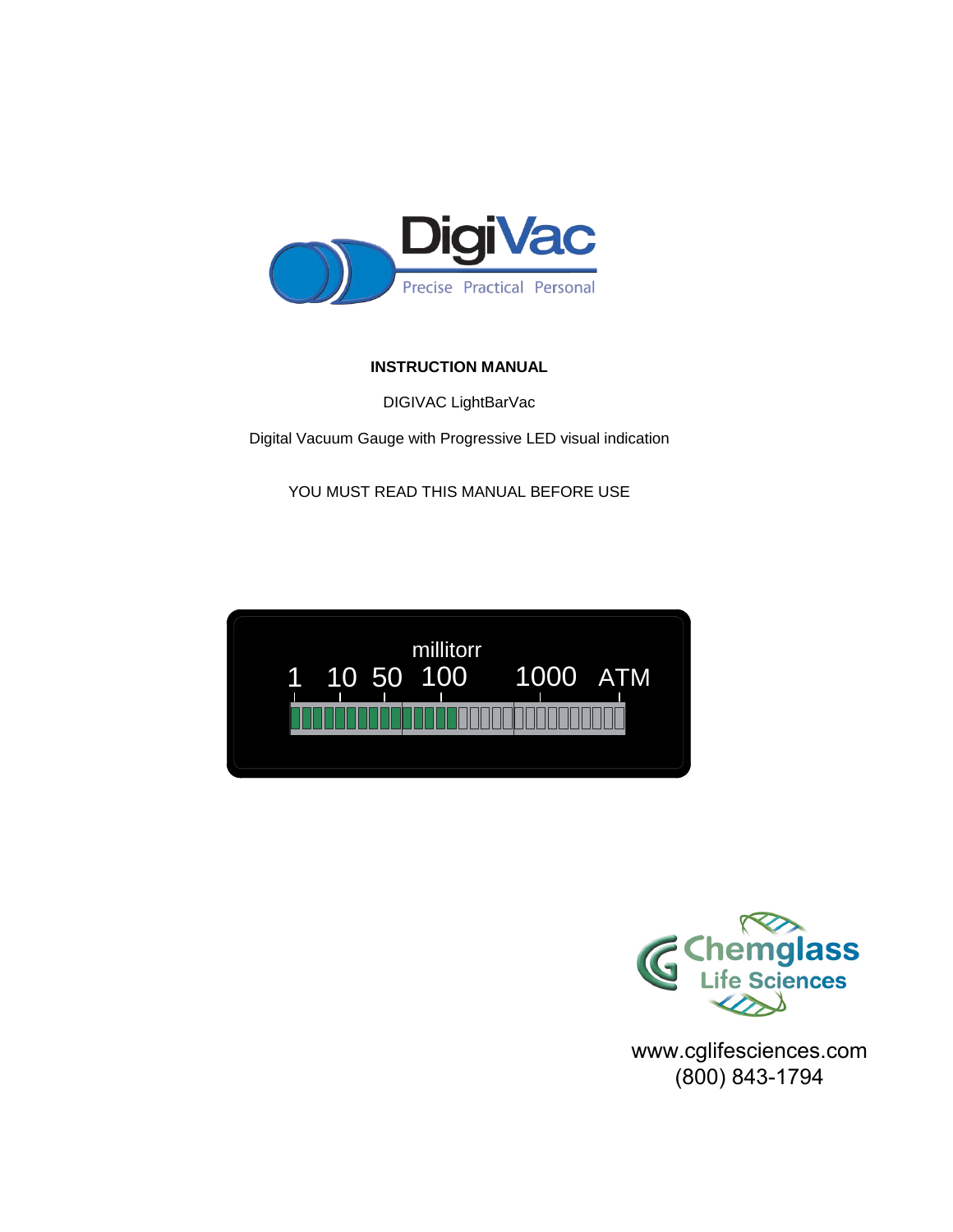DigiVac

Precise Practical Personal

**INSTRUCTION MANUAL**

DIGIVAC LightBarVac

Digital Vacuum Gauge with Progressive LED visual indication

YOU MUST READ THIS MANUAL BEFORE USE

millitorr

1 10 50 100 1000 ATM

Chemglass Life Sciences

www.cglifesciences.com
(800) 843-1794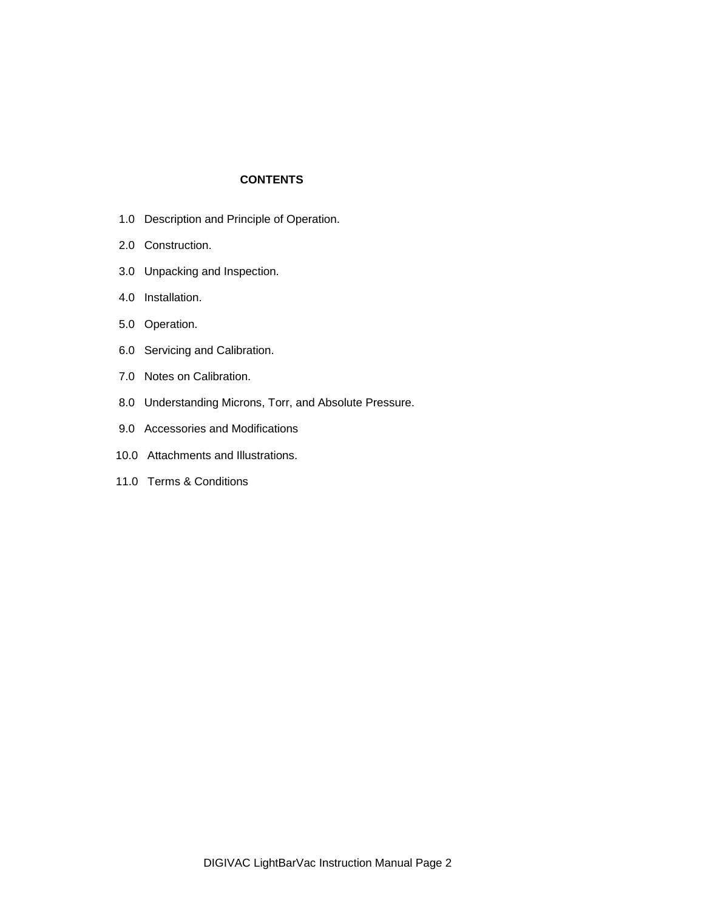## CONTENTS

1.0 Description and Principle of Operation.

2.0 Construction.

3.0 Unpacking and Inspection.

4.0 Installation.

5.0 Operation.

6.0 Servicing and Calibration.

7.0 Notes on Calibration.

8.0 Understanding Microns, Torr, and Absolute Pressure.

9.0 Accessories and Modifications

10.0 Attachments and Illustrations.

11.0 Terms & Conditions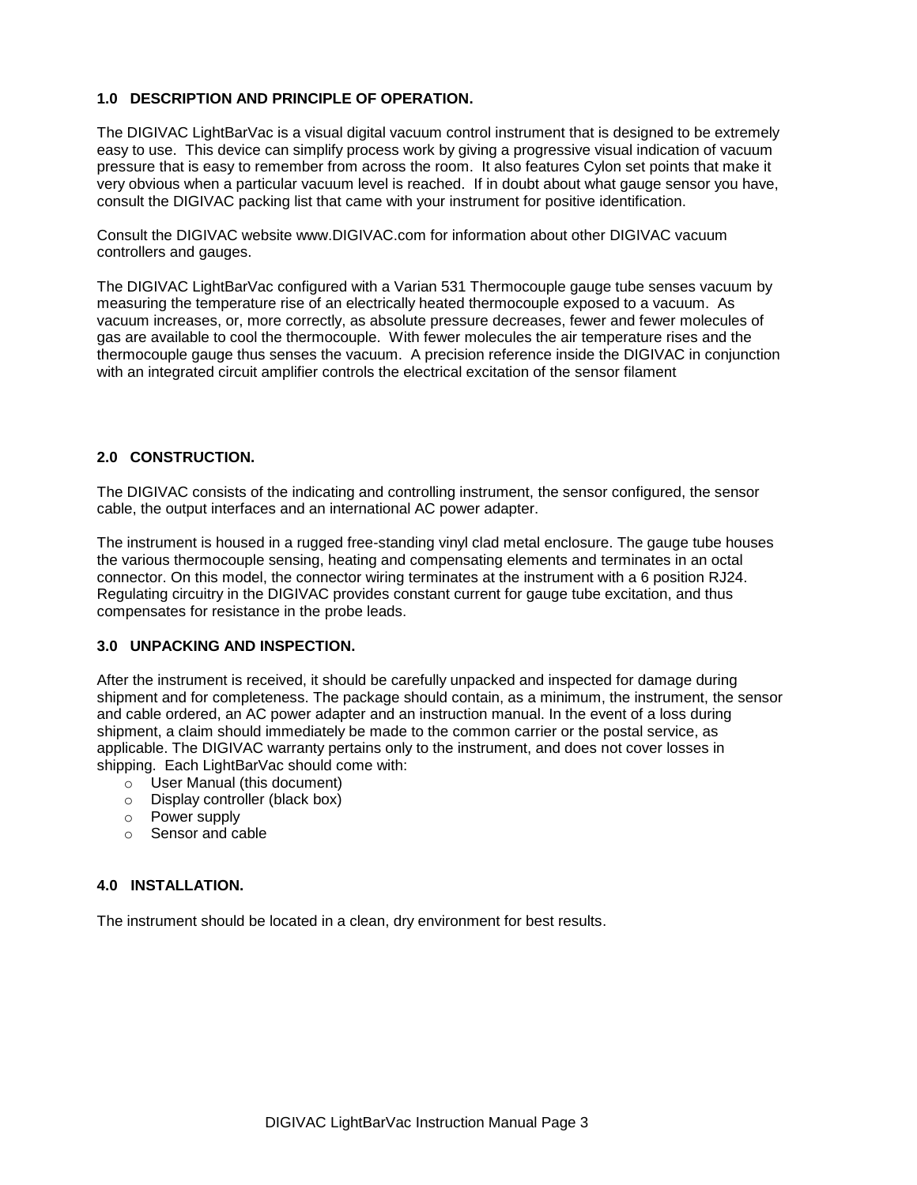## 1.0 DESCRIPTION AND PRINCIPLE OF OPERATION.

The DIGIVAC LightBarVac is a visual digital vacuum control instrument that is designed to be extremely easy to use. This device can simplify process work by giving a progressive visual indication of vacuum pressure that is easy to remember from across the room. It also features Cylon set points that make it very obvious when a particular vacuum level is reached. If in doubt about what gauge sensor you have, consult the DIGIVAC packing list that came with your instrument for positive identification.

Consult the DIGIVAC website www.DIGIVAC.com for information about other DIGIVAC vacuum controllers and gauges.

The DIGIVAC LightBarVac configured with a Varian 531 Thermocouple gauge tube senses vacuum by measuring the temperature rise of an electrically heated thermocouple exposed to a vacuum. As vacuum increases, or, more correctly, as absolute pressure decreases, fewer and fewer molecules of gas are available to cool the thermocouple. With fewer molecules the air temperature rises and the thermocouple gauge thus senses the vacuum. A precision reference inside the DIGIVAC in conjunction with an integrated circuit amplifier controls the electrical excitation of the sensor filament

## 2.0 CONSTRUCTION.

The DIGIVAC consists of the indicating and controlling instrument, the sensor configured, the sensor cable, the output interfaces and an international AC power adapter.

The instrument is housed in a rugged free-standing vinyl clad metal enclosure. The gauge tube houses the various thermocouple sensing, heating and compensating elements and terminates in an octal connector. On this model, the connector wiring terminates at the instrument with a 6 position RJ24. Regulating circuitry in the DIGIVAC provides constant current for gauge tube excitation, and thus compensates for resistance in the probe leads.

## 3.0 UNPACKING AND INSPECTION.

After the instrument is received, it should be carefully unpacked and inspected for damage during shipment and for completeness. The package should contain, as a minimum, the instrument, the sensor and cable ordered, an AC power adapter and an instruction manual. In the event of a loss during shipment, a claim should immediately be made to the common carrier or the postal service, as applicable. The DIGIVAC warranty pertains only to the instrument, and does not cover losses in shipping. Each LightBarVac should come with:

- User Manual (this document)
- Display controller (black box)
- Power supply
- Sensor and cable

## 4.0 INSTALLATION.

The instrument should be located in a clean, dry environment for best results.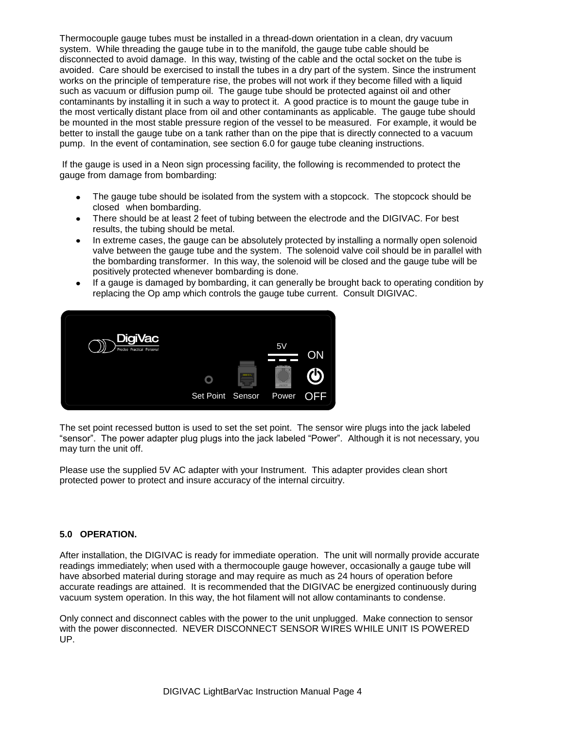Thermocouple gauge tubes must be installed in a thread-down orientation in a clean, dry vacuum system. While threading the gauge tube in to the manifold, the gauge tube cable should be disconnected to avoid damage. In this way, twisting of the cable and the octal socket on the tube is avoided. Care should be exercised to install the tubes in a dry part of the system. Since the instrument works on the principle of temperature rise, the probes will not work if they become filled with a liquid such as vacuum or diffusion pump oil. The gauge tube should be protected against oil and other contaminants by installing it in such a way to protect it. A good practice is to mount the gauge tube in the most vertically distant place from oil and other contaminants as applicable. The gauge tube should be mounted in the most stable pressure region of the vessel to be measured. For example, it would be better to install the gauge tube on a tank rather than on the pipe that is directly connected to a vacuum pump. In the event of contamination, see section 6.0 for gauge tube cleaning instructions.

If the gauge is used in a Neon sign processing facility, the following is recommended to protect the gauge from damage from bombarding:

- The gauge tube should be isolated from the system with a stopcock. The stopcock should be closed when bombarding.
- There should be at least 2 feet of tubing between the electrode and the DIGIVAC. For best results, the tubing should be metal.
- In extreme cases, the gauge can be absolutely protected by installing a normally open solenoid valve between the gauge tube and the system. The solenoid valve coil should be in parallel with the bombarding transformer. In this way, the solenoid will be closed and the gauge tube will be positively protected whenever bombarding is done.
- If a gauge is damaged by bombarding, it can generally be brought back to operating condition by replacing the Op amp which controls the gauge tube current. Consult DIGIVAC.

DigiVac Precise Practical Personal

Set Point Sensor Power 5V ON OFF

The set point recessed button is used to set the set point. The sensor wire plugs into the jack labeled “sensor”. The power adapter plug plugs into the jack labeled “Power”. Although it is not necessary, you may turn the unit off.

Please use the supplied 5V AC adapter with your Instrument. This adapter provides clean short protected power to protect and insure accuracy of the internal circuitry.

## 5.0 OPERATION.

After installation, the DIGIVAC is ready for immediate operation. The unit will normally provide accurate readings immediately; when used with a thermocouple gauge however, occasionally a gauge tube will have absorbed material during storage and may require as much as 24 hours of operation before accurate readings are attained. It is recommended that the DIGIVAC be energized continuously during vacuum system operation. In this way, the hot filament will not allow contaminants to condense.

Only connect and disconnect cables with the power to the unit unplugged. Make connection to sensor with the power disconnected. NEVER DISCONNECT SENSOR WIRES WHILE UNIT IS POWERED UP.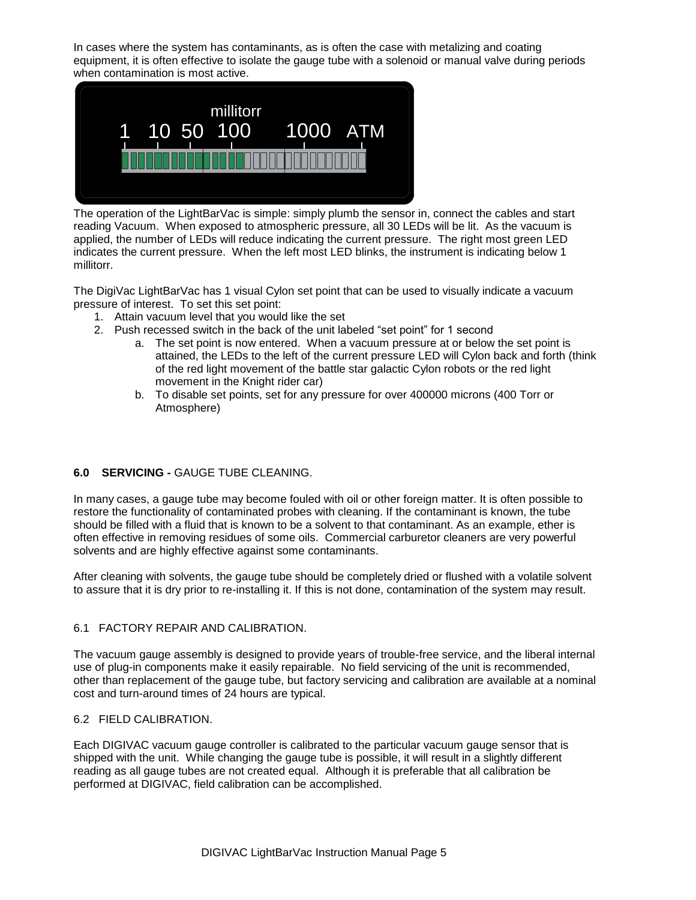In cases where the system has contaminants, as is often the case with metalizing and coating equipment, it is often effective to isolate the gauge tube with a solenoid or manual valve during periods when contamination is most active.

The operation of the LightBarVac is simple: simply plumb the sensor in, connect the cables and start reading Vacuum. When exposed to atmospheric pressure, all 30 LEDs will be lit. As the vacuum is applied, the number of LEDs will reduce indicating the current pressure. The right most green LED indicates the current pressure. When the left most LED blinks, the instrument is indicating below 1 millitorr.

The DigiVac LightBarVac has 1 visual Cylon set point that can be used to visually indicate a vacuum pressure of interest. To set this set point:

1. Attain vacuum level that you would like the set
2. Push recessed switch in the back of the unit labeled "set point" for 1 second
   a. The set point is now entered. When a vacuum pressure at or below the set point is attained, the LEDs to the left of the current pressure LED will Cylon back and forth (think of the red light movement of the battle star galactic Cylon robots or the red light movement in the Knight rider car)
   b. To disable set points, set for any pressure for over 400000 microns (400 Torr or Atmosphere)

## 6.0 SERVICING - GAUGE TUBE CLEANING.

In many cases, a gauge tube may become fouled with oil or other foreign matter. It is often possible to restore the functionality of contaminated probes with cleaning. If the contaminant is known, the tube should be filled with a fluid that is known to be a solvent to that contaminant. As an example, ether is often effective in removing residues of some oils. Commercial carburetor cleaners are very powerful solvents and are highly effective against some contaminants.

After cleaning with solvents, the gauge tube should be completely dried or flushed with a volatile solvent to assure that it is dry prior to re-installing it. If this is not done, contamination of the system may result.

### 6.1 FACTORY REPAIR AND CALIBRATION.

The vacuum gauge assembly is designed to provide years of trouble-free service, and the liberal internal use of plug-in components make it easily repairable. No field servicing of the unit is recommended, other than replacement of the gauge tube, but factory servicing and calibration are available at a nominal cost and turn-around times of 24 hours are typical.

### 6.2 FIELD CALIBRATION.

Each DIGIVAC vacuum gauge controller is calibrated to the particular vacuum gauge sensor that is shipped with the unit. While changing the gauge tube is possible, it will result in a slightly different reading as all gauge tubes are not created equal. Although it is preferable that all calibration be performed at DIGIVAC, field calibration can be accomplished.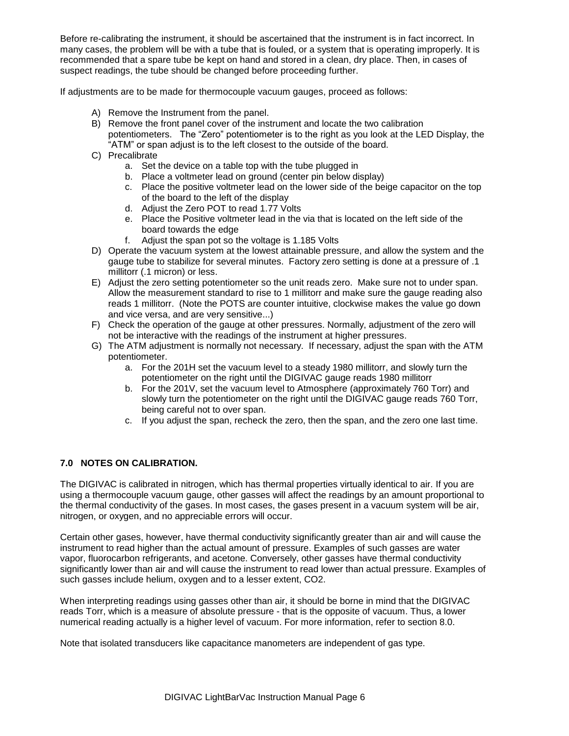Before re-calibrating the instrument, it should be ascertained that the instrument is in fact incorrect. In many cases, the problem will be with a tube that is fouled, or a system that is operating improperly. It is recommended that a spare tube be kept on hand and stored in a clean, dry place. Then, in cases of suspect readings, the tube should be changed before proceeding further.

If adjustments are to be made for thermocouple vacuum gauges, proceed as follows:

A) Remove the Instrument from the panel.
B) Remove the front panel cover of the instrument and locate the two calibration potentiometers. The "Zero" potentiometer is to the right as you look at the LED Display, the "ATM" or span adjust is to the left closest to the outside of the board.
C) Precalibrate
    a. Set the device on a table top with the tube plugged in
    b. Place a voltmeter lead on ground (center pin below display)
    c. Place the positive voltmeter lead on the lower side of the beige capacitor on the top of the board to the left of the display
    d. Adjust the Zero POT to read 1.77 Volts
    e. Place the Positive voltmeter lead in the via that is located on the left side of the board towards the edge
    f. Adjust the span pot so the voltage is 1.185 Volts
D) Operate the vacuum system at the lowest attainable pressure, and allow the system and the gauge tube to stabilize for several minutes. Factory zero setting is done at a pressure of .1 millitorr (.1 micron) or less.
E) Adjust the zero setting potentiometer so the unit reads zero. Make sure not to under span. Allow the measurement standard to rise to 1 millitorr and make sure the gauge reading also reads 1 millitorr. (Note the POTS are counter intuitive, clockwise makes the value go down and vice versa, and are very sensitive...)
F) Check the operation of the gauge at other pressures. Normally, adjustment of the zero will not be interactive with the readings of the instrument at higher pressures.
G) The ATM adjustment is normally not necessary. If necessary, adjust the span with the ATM potentiometer.
    a. For the 201H set the vacuum level to a steady 1980 millitorr, and slowly turn the potentiometer on the right until the DIGIVAC gauge reads 1980 millitorr
    b. For the 201V, set the vacuum level to Atmosphere (approximately 760 Torr) and slowly turn the potentiometer on the right until the DIGIVAC gauge reads 760 Torr, being careful not to over span.
    c. If you adjust the span, recheck the zero, then the span, and the zero one last time.

## 7.0 NOTES ON CALIBRATION.

The DIGIVAC is calibrated in nitrogen, which has thermal properties virtually identical to air. If you are using a thermocouple vacuum gauge, other gasses will affect the readings by an amount proportional to the thermal conductivity of the gases. In most cases, the gases present in a vacuum system will be air, nitrogen, or oxygen, and no appreciable errors will occur.

Certain other gases, however, have thermal conductivity significantly greater than air and will cause the instrument to read higher than the actual amount of pressure. Examples of such gasses are water vapor, fluorocarbon refrigerants, and acetone. Conversely, other gasses have thermal conductivity significantly lower than air and will cause the instrument to read lower than actual pressure. Examples of such gasses include helium, oxygen and to a lesser extent, $CO_2$.

When interpreting readings using gasses other than air, it should be borne in mind that the DIGIVAC reads Torr, which is a measure of absolute pressure - that is the opposite of vacuum. Thus, a lower numerical reading actually is a higher level of vacuum. For more information, refer to section 8.0.

Note that isolated transducers like capacitance manometers are independent of gas type.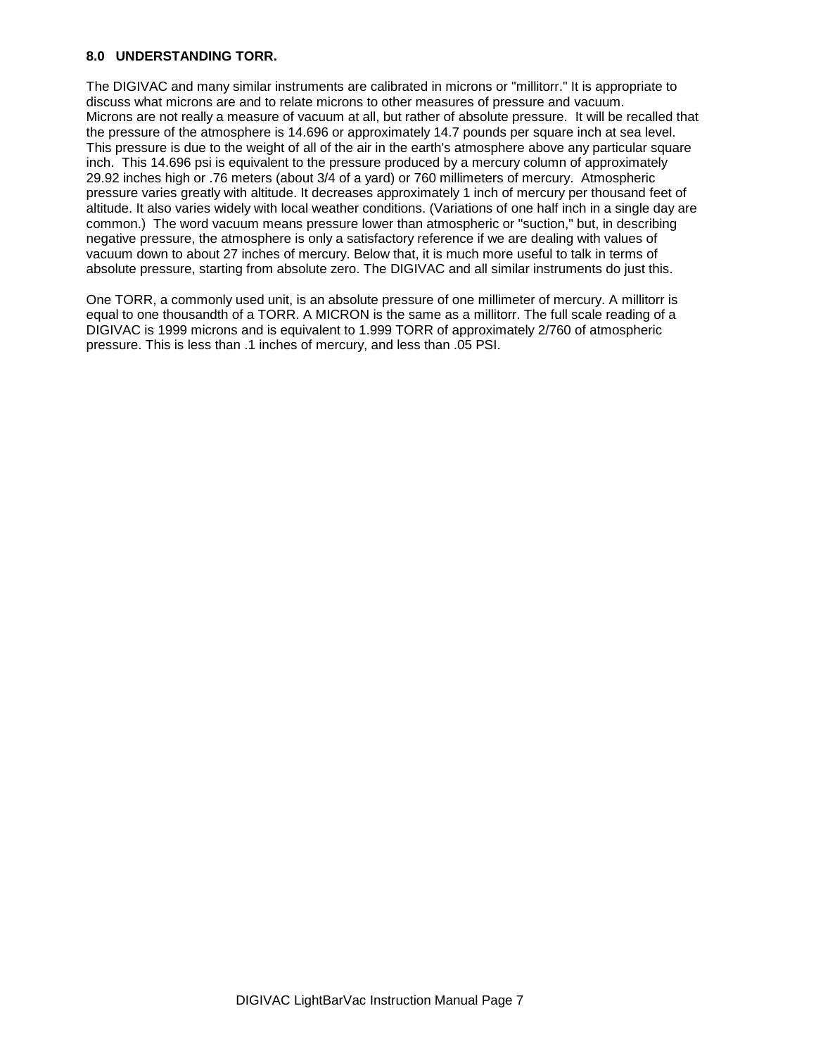## 8.0 UNDERSTANDING TORR.

The DIGIVAC and many similar instruments are calibrated in microns or "millitorr." It is appropriate to discuss what microns are and to relate microns to other measures of pressure and vacuum.
Microns are not really a measure of vacuum at all, but rather of absolute pressure. It will be recalled that the pressure of the atmosphere is 14.696 or approximately 14.7 pounds per square inch at sea level. This pressure is due to the weight of all of the air in the earth's atmosphere above any particular square inch. This 14.696 psi is equivalent to the pressure produced by a mercury column of approximately 29.92 inches high or .76 meters (about 3/4 of a yard) or 760 millimeters of mercury. Atmospheric pressure varies greatly with altitude. It decreases approximately 1 inch of mercury per thousand feet of altitude. It also varies widely with local weather conditions. (Variations of one half inch in a single day are common.) The word vacuum means pressure lower than atmospheric or "suction," but, in describing negative pressure, the atmosphere is only a satisfactory reference if we are dealing with values of vacuum down to about 27 inches of mercury. Below that, it is much more useful to talk in terms of absolute pressure, starting from absolute zero. The DIGIVAC and all similar instruments do just this.

One TORR, a commonly used unit, is an absolute pressure of one millimeter of mercury. A millitorr is equal to one thousandth of a TORR. A MICRON is the same as a millitorr. The full scale reading of a DIGIVAC is 1999 microns and is equivalent to 1.999 TORR of approximately 2/760 of atmospheric pressure. This is less than .1 inches of mercury, and less than .05 PSI.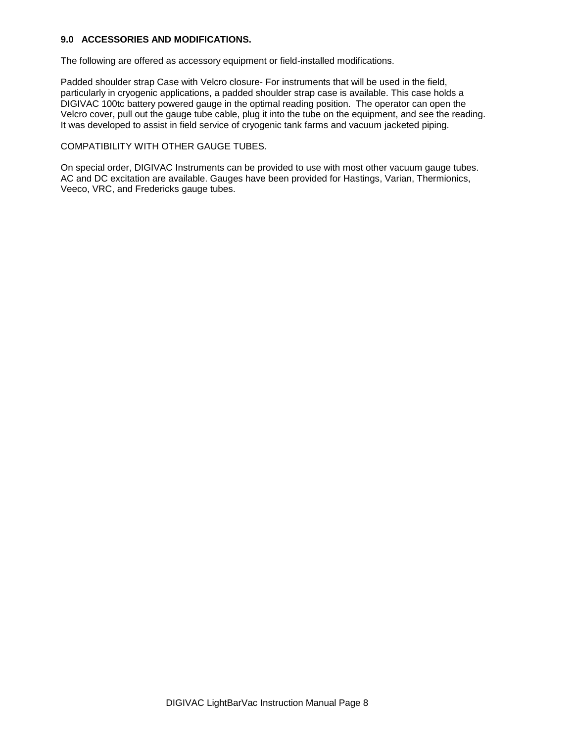## 9.0 ACCESSORIES AND MODIFICATIONS.

The following are offered as accessory equipment or field-installed modifications.

Padded shoulder strap Case with Velcro closure- For instruments that will be used in the field, particularly in cryogenic applications, a padded shoulder strap case is available. This case holds a DIGIVAC 100tc battery powered gauge in the optimal reading position. The operator can open the Velcro cover, pull out the gauge tube cable, plug it into the tube on the equipment, and see the reading. It was developed to assist in field service of cryogenic tank farms and vacuum jacketed piping.

COMPATIBILITY WITH OTHER GAUGE TUBES.

On special order, DIGIVAC Instruments can be provided to use with most other vacuum gauge tubes. AC and DC excitation are available. Gauges have been provided for Hastings, Varian, Thermionics, Veeco, VRC, and Fredericks gauge tubes.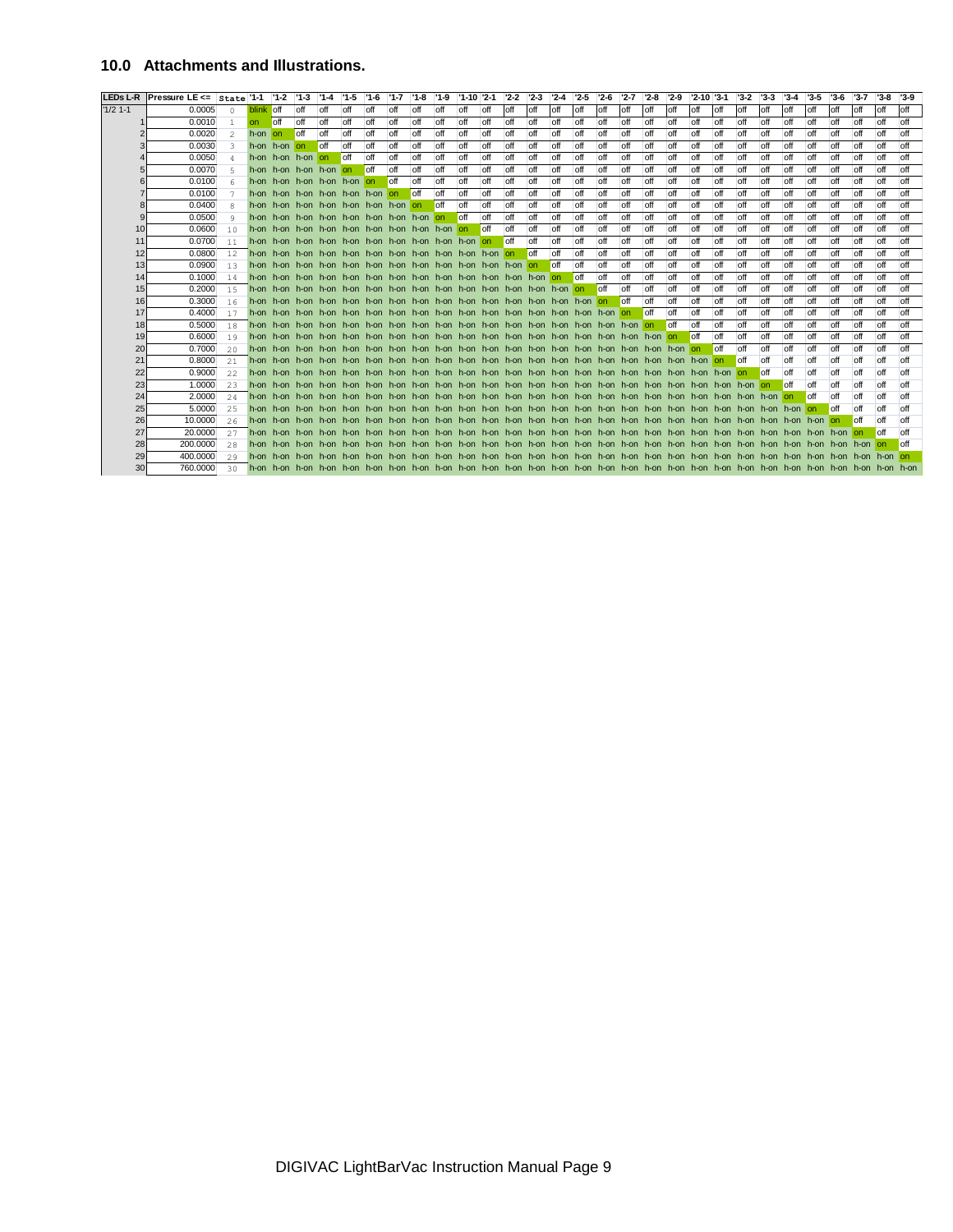## 10.0 Attachments and Illustrations.

| LEDs L-R | Pressure LE <= | State | '1-1 | '1-2 | '1-3 | '1-4 | '1-5 | '1-6 | '1-7 | '1-8 | '1-9 | '1-10 | '2-1 | '2-2 | '2-3 | '2-4 | '2-5 | '2-6 | '2-7 | '2-8 | '2-9 | '2-10 | '3-1 | '3-2 | '3-3 | '3-4 | '3-5 | '3-6 | '3-7 | '3-8 | '3-9 |
|---|---|---|---|---|---|---|---|---|---|---|---|---|---|---|---|---|---|---|---|---|---|---|---|---|---|---|---|---|---|---|---|
| '1/2 1-1 | 0.0005 | 0 | blink | off | off | off | off | off | off | off | off | off | off | off | off | off | off | off | off | off | off | off | off | off | off | off | off | off | off | off | off |
| 1 | 0.0010 | 1 | on | off | off | off | off | off | off | off | off | off | off | off | off | off | off | off | off | off | off | off | off | off | off | off | off | off | off | off | off |
| 2 | 0.0020 | 2 | h-on | on | off | off | off | off | off | off | off | off | off | off | off | off | off | off | off | off | off | off | off | off | off | off | off | off | off | off | off |
| 3 | 0.0030 | 3 | h-on | h-on | on | off | off | off | off | off | off | off | off | off | off | off | off | off | off | off | off | off | off | off | off | off | off | off | off | off | off |
| 4 | 0.0050 | 4 | h-on | h-on | h-on | on | off | off | off | off | off | off | off | off | off | off | off | off | off | off | off | off | off | off | off | off | off | off | off | off | off |
| 5 | 0.0070 | 5 | h-on | h-on | h-on | h-on | on | off | off | off | off | off | off | off | off | off | off | off | off | off | off | off | off | off | off | off | off | off | off | off | off |
| 6 | 0.0100 | 6 | h-on | h-on | h-on | h-on | h-on | on | off | off | off | off | off | off | off | off | off | off | off | off | off | off | off | off | off | off | off | off | off | off | off |
| 7 | 0.0100 | 7 | h-on | h-on | h-on | h-on | h-on | h-on | on | off | off | off | off | off | off | off | off | off | off | off | off | off | off | off | off | off | off | off | off | off | off |
| 8 | 0.0400 | 8 | h-on | h-on | h-on | h-on | h-on | h-on | h-on | on | off | off | off | off | off | off | off | off | off | off | off | off | off | off | off | off | off | off | off | off | off |
| 9 | 0.0500 | 9 | h-on | h-on | h-on | h-on | h-on | h-on | h-on | h-on | on | off | off | off | off | off | off | off | off | off | off | off | off | off | off | off | off | off | off | off | off |
| 10 | 0.0600 | 10 | h-on | h-on | h-on | h-on | h-on | h-on | h-on | h-on | h-on | on | off | off | off | off | off | off | off | off | off | off | off | off | off | off | off | off | off | off | off |
| 11 | 0.0700 | 11 | h-on | h-on | h-on | h-on | h-on | h-on | h-on | h-on | h-on | h-on | on | off | off | off | off | off | off | off | off | off | off | off | off | off | off | off | off | off | off |
| 12 | 0.0800 | 12 | h-on | h-on | h-on | h-on | h-on | h-on | h-on | h-on | h-on | h-on | h-on | on | off | off | off | off | off | off | off | off | off | off | off | off | off | off | off | off | off |
| 13 | 0.0900 | 13 | h-on | h-on | h-on | h-on | h-on | h-on | h-on | h-on | h-on | h-on | h-on | h-on | on | off | off | off | off | off | off | off | off | off | off | off | off | off | off | off | off |
| 14 | 0.1000 | 14 | h-on | h-on | h-on | h-on | h-on | h-on | h-on | h-on | h-on | h-on | h-on | h-on | h-on | on | off | off | off | off | off | off | off | off | off | off | off | off | off | off | off |
| 15 | 0.2000 | 15 | h-on | h-on | h-on | h-on | h-on | h-on | h-on | h-on | h-on | h-on | h-on | h-on | h-on | h-on | on | off | off | off | off | off | off | off | off | off | off | off | off | off | off |
| 16 | 0.3000 | 16 | h-on | h-on | h-on | h-on | h-on | h-on | h-on | h-on | h-on | h-on | h-on | h-on | h-on | h-on | h-on | on | off | off | off | off | off | off | off | off | off | off | off | off | off |
| 17 | 0.4000 | 17 | h-on | h-on | h-on | h-on | h-on | h-on | h-on | h-on | h-on | h-on | h-on | h-on | h-on | h-on | h-on | h-on | on | off | off | off | off | off | off | off | off | off | off | off | off |
| 18 | 0.5000 | 18 | h-on | h-on | h-on | h-on | h-on | h-on | h-on | h-on | h-on | h-on | h-on | h-on | h-on | h-on | h-on | h-on | h-on | on | off | off | off | off | off | off | off | off | off | off | off |
| 19 | 0.6000 | 19 | h-on | h-on | h-on | h-on | h-on | h-on | h-on | h-on | h-on | h-on | h-on | h-on | h-on | h-on | h-on | h-on | h-on | h-on | on | off | off | off | off | off | off | off | off | off | off |
| 20 | 0.7000 | 20 | h-on | h-on | h-on | h-on | h-on | h-on | h-on | h-on | h-on | h-on | h-on | h-on | h-on | h-on | h-on | h-on | h-on | h-on | h-on | on | off | off | off | off | off | off | off | off | off |
| 21 | 0.8000 | 21 | h-on | h-on | h-on | h-on | h-on | h-on | h-on | h-on | h-on | h-on | h-on | h-on | h-on | h-on | h-on | h-on | h-on | h-on | h-on | h-on | on | off | off | off | off | off | off | off | off |
| 22 | 0.9000 | 22 | h-on | h-on | h-on | h-on | h-on | h-on | h-on | h-on | h-on | h-on | h-on | h-on | h-on | h-on | h-on | h-on | h-on | h-on | h-on | h-on | h-on | on | off | off | off | off | off | off | off |
| 23 | 1.0000 | 23 | h-on | h-on | h-on | h-on | h-on | h-on | h-on | h-on | h-on | h-on | h-on | h-on | h-on | h-on | h-on | h-on | h-on | h-on | h-on | h-on | h-on | h-on | on | off | off | off | off | off | off |
| 24 | 2.0000 | 24 | h-on | h-on | h-on | h-on | h-on | h-on | h-on | h-on | h-on | h-on | h-on | h-on | h-on | h-on | h-on | h-on | h-on | h-on | h-on | h-on | h-on | h-on | h-on | on | off | off | off | off | off |
| 25 | 5.0000 | 25 | h-on | h-on | h-on | h-on | h-on | h-on | h-on | h-on | h-on | h-on | h-on | h-on | h-on | h-on | h-on | h-on | h-on | h-on | h-on | h-on | h-on | h-on | h-on | h-on | on | off | off | off | off |
| 26 | 10.0000 | 26 | h-on | h-on | h-on | h-on | h-on | h-on | h-on | h-on | h-on | h-on | h-on | h-on | h-on | h-on | h-on | h-on | h-on | h-on | h-on | h-on | h-on | h-on | h-on | h-on | h-on | on | off | off | off |
| 27 | 20.0000 | 27 | h-on | h-on | h-on | h-on | h-on | h-on | h-on | h-on | h-on | h-on | h-on | h-on | h-on | h-on | h-on | h-on | h-on | h-on | h-on | h-on | h-on | h-on | h-on | h-on | h-on | h-on | on | off | off |
| 28 | 200.0000 | 28 | h-on | h-on | h-on | h-on | h-on | h-on | h-on | h-on | h-on | h-on | h-on | h-on | h-on | h-on | h-on | h-on | h-on | h-on | h-on | h-on | h-on | h-on | h-on | h-on | h-on | h-on | h-on | on | off |
| 29 | 400.0000 | 29 | h-on | h-on | h-on | h-on | h-on | h-on | h-on | h-on | h-on | h-on | h-on | h-on | h-on | h-on | h-on | h-on | h-on | h-on | h-on | h-on | h-on | h-on | h-on | h-on | h-on | h-on | h-on | h-on | on |
| 30 | 760.0000 | 30 | h-on | h-on | h-on | h-on | h-on | h-on | h-on | h-on | h-on | h-on | h-on | h-on | h-on | h-on | h-on | h-on | h-on | h-on | h-on | h-on | h-on | h-on | h-on | h-on | h-on | h-on | h-on | h-on | h-on |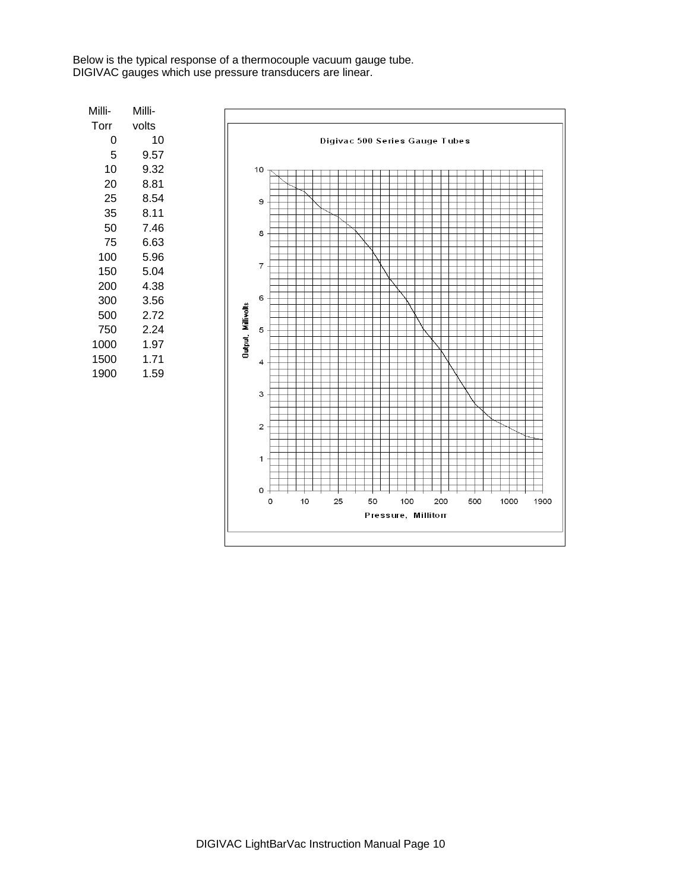Below is the typical response of a thermocouple vacuum gauge tube.
DIGIVAC gauges which use pressure transducers are linear.

| Milli-Torr | Milli-volts |
|---|---|
| 0 | 10 |
| 5 | 9.57 |
| 10 | 9.32 |
| 20 | 8.81 |
| 25 | 8.54 |
| 35 | 8.11 |
| 50 | 7.46 |
| 75 | 6.63 |
| 100 | 5.96 |
| 150 | 5.04 |
| 200 | 4.38 |
| 300 | 3.56 |
| 500 | 2.72 |
| 750 | 2.24 |
| 1000 | 1.97 |
| 1500 | 1.71 |
| 1900 | 1.59 |

Digivac 500 Series Gauge Tubes

Output, Millivolts

Pressure, Millitorr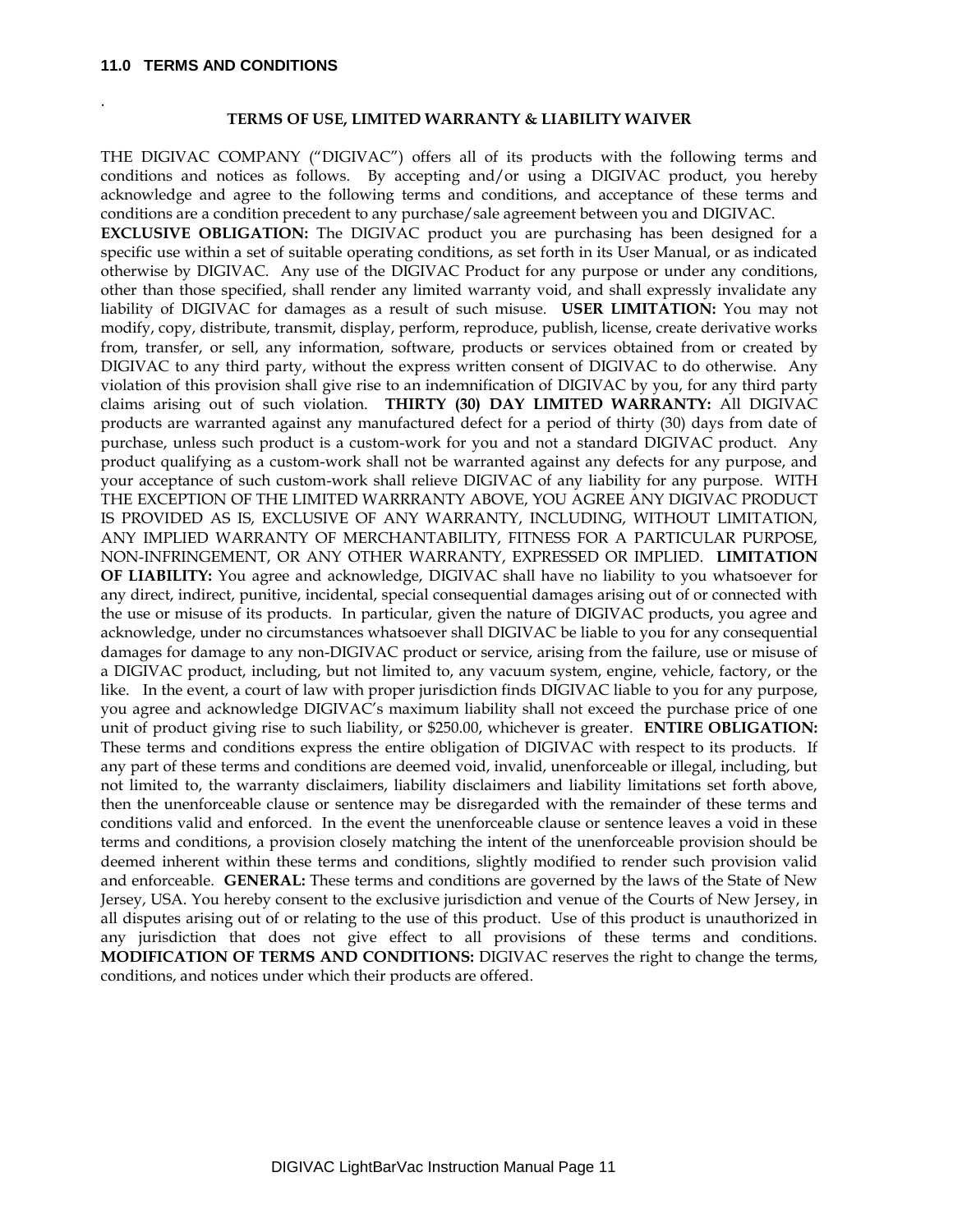## 11.0 TERMS AND CONDITIONS

.

**TERMS OF USE, LIMITED WARRANTY & LIABILITY WAIVER**

THE DIGIVAC COMPANY ("DIGIVAC") offers all of its products with the following terms and conditions and notices as follows. By accepting and/or using a DIGIVAC product, you hereby acknowledge and agree to the following terms and conditions, and acceptance of these terms and conditions are a condition precedent to any purchase/sale agreement between you and DIGIVAC.

**EXCLUSIVE OBLIGATION:** The DIGIVAC product you are purchasing has been designed for a specific use within a set of suitable operating conditions, as set forth in its User Manual, or as indicated otherwise by DIGIVAC. Any use of the DIGIVAC Product for any purpose or under any conditions, other than those specified, shall render any limited warranty void, and shall expressly invalidate any liability of DIGIVAC for damages as a result of such misuse. **USER LIMITATION:** You may not modify, copy, distribute, transmit, display, perform, reproduce, publish, license, create derivative works from, transfer, or sell, any information, software, products or services obtained from or created by DIGIVAC to any third party, without the express written consent of DIGIVAC to do otherwise. Any violation of this provision shall give rise to an indemnification of DIGIVAC by you, for any third party claims arising out of such violation. **THIRTY (30) DAY LIMITED WARRANTY:** All DIGIVAC products are warranted against any manufactured defect for a period of thirty (30) days from date of purchase, unless such product is a custom-work for you and not a standard DIGIVAC product. Any product qualifying as a custom-work shall not be warranted against any defects for any purpose, and your acceptance of such custom-work shall relieve DIGIVAC of any liability for any purpose. WITH THE EXCEPTION OF THE LIMITED WARRRANTY ABOVE, YOU AGREE ANY DIGIVAC PRODUCT IS PROVIDED AS IS, EXCLUSIVE OF ANY WARRANTY, INCLUDING, WITHOUT LIMITATION, ANY IMPLIED WARRANTY OF MERCHANTABILITY, FITNESS FOR A PARTICULAR PURPOSE, NON-INFRINGEMENT, OR ANY OTHER WARRANTY, EXPRESSED OR IMPLIED. **LIMITATION OF LIABILITY:** You agree and acknowledge, DIGIVAC shall have no liability to you whatsoever for any direct, indirect, punitive, incidental, special consequential damages arising out of or connected with the use or misuse of its products. In particular, given the nature of DIGIVAC products, you agree and acknowledge, under no circumstances whatsoever shall DIGIVAC be liable to you for any consequential damages for damage to any non-DIGIVAC product or service, arising from the failure, use or misuse of a DIGIVAC product, including, but not limited to, any vacuum system, engine, vehicle, factory, or the like. In the event, a court of law with proper jurisdiction finds DIGIVAC liable to you for any purpose, you agree and acknowledge DIGIVAC's maximum liability shall not exceed the purchase price of one unit of product giving rise to such liability, or $250.00, whichever is greater. **ENTIRE OBLIGATION:** These terms and conditions express the entire obligation of DIGIVAC with respect to its products. If any part of these terms and conditions are deemed void, invalid, unenforceable or illegal, including, but not limited to, the warranty disclaimers, liability disclaimers and liability limitations set forth above, then the unenforceable clause or sentence may be disregarded with the remainder of these terms and conditions valid and enforced. In the event the unenforceable clause or sentence leaves a void in these terms and conditions, a provision closely matching the intent of the unenforceable provision should be deemed inherent within these terms and conditions, slightly modified to render such provision valid and enforceable. **GENERAL:** These terms and conditions are governed by the laws of the State of New Jersey, USA. You hereby consent to the exclusive jurisdiction and venue of the Courts of New Jersey, in all disputes arising out of or relating to the use of this product. Use of this product is unauthorized in any jurisdiction that does not give effect to all provisions of these terms and conditions. **MODIFICATION OF TERMS AND CONDITIONS:** DIGIVAC reserves the right to change the terms, conditions, and notices under which their products are offered.